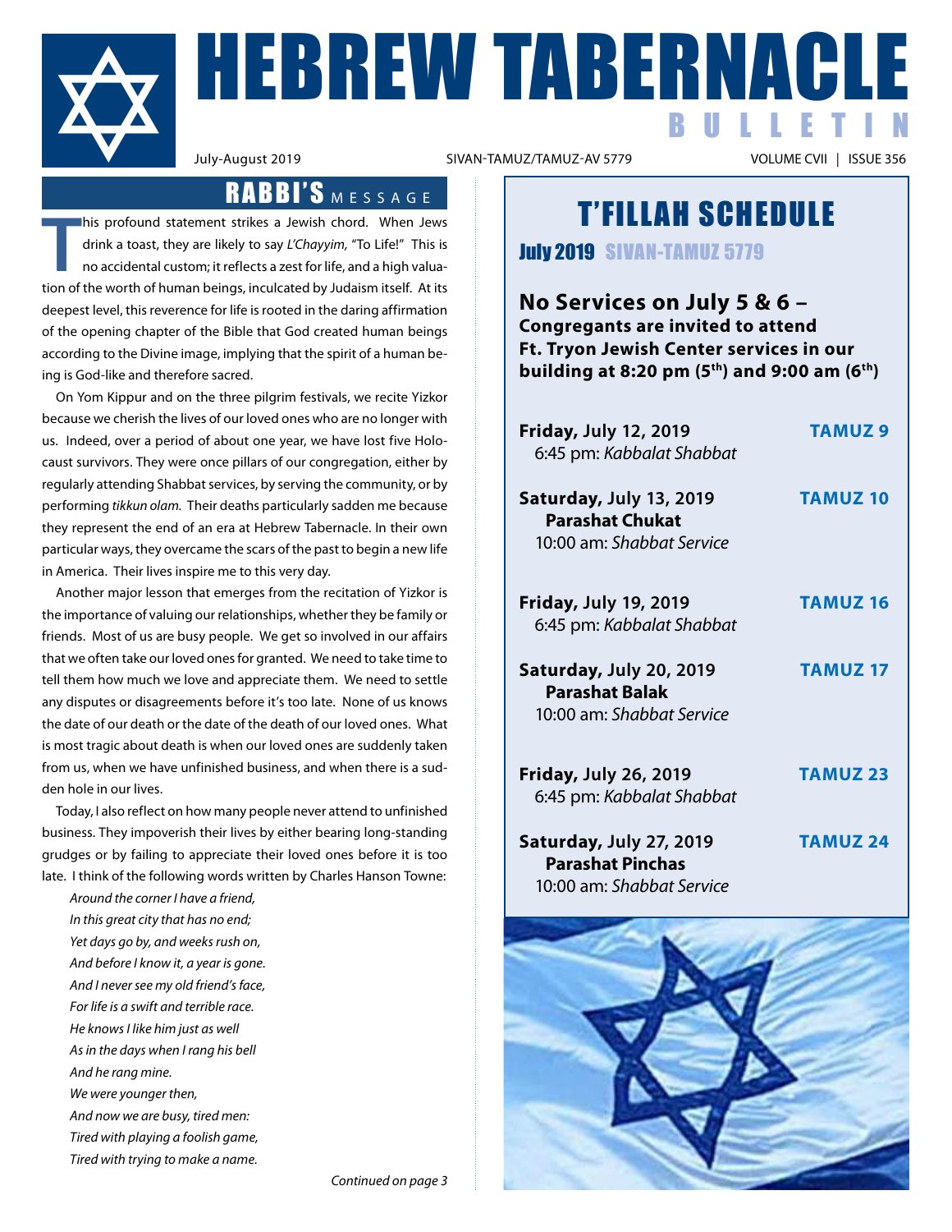# HEBREW TABERNACLE BULLETIN

July-August 2019 SIVAN-TAMUZ/TAMUZ-AV 5779 VOLUME CVII | ISSUE 356

## RABBI'S MESSAGE

This profound statement strikes a Jewish chord. When Jews drink a toast, they are likely to say *L'Chayyim,* "To Life!" This is no accidental custom; it reflects a zest for life, and a high valuation of the worth of human beings, inculcated by Judaism itself. At its deepest level, this reverence for life is rooted in the daring affirmation of the opening chapter of the Bible that God created human beings according to the Divine image, implying that the spirit of a human being is God-like and therefore sacred.

On Yom Kippur and on the three pilgrim festivals, we recite Yizkor because we cherish the lives of our loved ones who are no longer with us. Indeed, over a period of about one year, we have lost five Holocaust survivors. They were once pillars of our congregation, either by regularly attending Shabbat services, by serving the community, or by performing *tikkun olam.* Their deaths particularly sadden me because they represent the end of an era at Hebrew Tabernacle. In their own particular ways, they overcame the scars of the past to begin a new life in America. Their lives inspire me to this very day.

Another major lesson that emerges from the recitation of Yizkor is the importance of valuing our relationships, whether they be family or friends. Most of us are busy people. We get so involved in our affairs that we often take our loved ones for granted. We need to take time to tell them how much we love and appreciate them. We need to settle any disputes or disagreements before it's too late. None of us knows the date of our death or the date of the death of our loved ones. What is most tragic about death is when our loved ones are suddenly taken from us, when we have unfinished business, and when there is a sudden hole in our lives.

Today, I also reflect on how many people never attend to unfinished business. They impoverish their lives by either bearing long-standing grudges or by failing to appreciate their loved ones before it is too late. I think of the following words written by Charles Hanson Towne:

*Around the corner I have a friend,*
*In this great city that has no end;*
*Yet days go by, and weeks rush on,*
*And before I know it, a year is gone.*
*And I never see my old friend's face,*
*For life is a swift and terrible race.*
*He knows I like him just as well*
*As in the days when I rang his bell*
*And he rang mine.*
*We were younger then,*
*And now we are busy, tired men:*
*Tired with playing a foolish game,*
*Tired with trying to make a name.*

*Continued on page 3*

## T'FILLAH SCHEDULE

### July 2019 SIVAN-TAMUZ 5779

**No Services on July 5 & 6 – Congregants are invited to attend Ft. Tryon Jewish Center services in our building at 8:20 pm (5th) and 9:00 am (6th)**

**Friday, July 12, 2019** — **TAMUZ 9**
6:45 pm: *Kabbalat Shabbat*

**Saturday, July 13, 2019** — **TAMUZ 10**
**Parashat Chukat**
10:00 am: *Shabbat Service*

**Friday, July 19, 2019** — **TAMUZ 16**
6:45 pm: *Kabbalat Shabbat*

**Saturday, July 20, 2019** — **TAMUZ 17**
**Parashat Balak**
10:00 am: *Shabbat Service*

**Friday, July 26, 2019** — **TAMUZ 23**
6:45 pm: *Kabbalat Shabbat*

**Saturday, July 27, 2019** — **TAMUZ 24**
**Parashat Pinchas**
10:00 am: *Shabbat Service*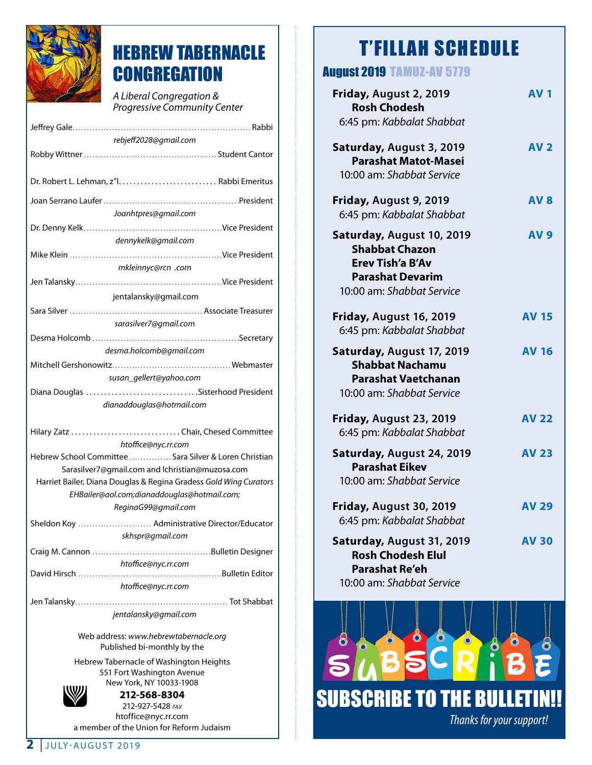# HEBREW TABERNACLE CONGREGATION

*A Liberal Congregation & Progressive Community Center*

Jeffrey Gale............................................................. Rabbi
*rebjeff2028@gmail.com*

Robby Wittner ............................................ Student Cantor

Dr. Robert L. Lehman, z"l.......................... Rabbi Emeritus

Joan Serrano Laufer ..............................................President
*Joanhtpres@gmail.com*

Dr. Denny Kelk................................................Vice President
*dennykelk@gmail.com*

Mike Klein ....................................................Vice President
*mkleinnyc@rcn .com*

Jen Talansky..................................................Vice President
jentalansky@gmail.com

Sara Silver ............................................. Associate Treasurer
*sarasilver7@gmail.com*

Desma Holcomb .................................................Secretary
*desma.holcomb@gmail.com*

Mitchell Gershonowitz.........................................Webmaster
*susan_gellert@yahoo.com*

Diana Douglas ..............................Sisterhood President
*dianaddouglas@hotmail.com*

Hilary Zatz ............................. Chair, Chesed Committee
*htoffice@nyc.rr.com*

Hebrew School Committee ...............Sara Silver & Loren Christian
Sarasilver7@gmail.com and lchristian@muzosa.com

Harriet Bailer, Diana Douglas & Regina Gradess *Gold Wing Curators*
*EHBailer@aol.com;dianaddouglas@hotmail.com; ReginaG99@gmail.com*

Sheldon Koy ......................... Administrative Director/Educator
*skhspr@gmail.com*

Craig M. Cannon .........................................Bulletin Designer
*htoffice@nyc.rr.com*

David Hirsch .................................................Bulletin Editor
*htoffice@nyc.rr.com*

Jen Talansky.................................................... Tot Shabbat
*jentalansky@gmail.com*

Web address: *www.hebrewtabernacle.org*
Published bi-monthly by the

Hebrew Tabernacle of Washington Heights
551 Fort Washington Avenue
New York, NY 10033-1908
**212-568-8304**
212-927-5428 *FAX*
htoffice@nyc.rr.com
a member of the Union for Reform Judaism

# T'FILLAH SCHEDULE

## August 2019 TAMUZ-AV 5779

**Friday, August 2, 2019** — **AV 1**
**Rosh Chodesh**
6:45 pm: *Kabbalat Shabbat*

**Saturday, August 3, 2019** — **AV 2**
**Parashat Matot-Masei**
10:00 am: *Shabbat Service*

**Friday, August 9, 2019** — **AV 8**
6:45 pm: *Kabbalat Shabbat*

**Saturday, August 10, 2019** — **AV 9**
**Shabbat Chazon**
**Erev Tish'a B'Av**
**Parashat Devarim**
10:00 am: *Shabbat Service*

**Friday, August 16, 2019** — **AV 15**
6:45 pm: *Kabbalat Shabbat*

**Saturday, August 17, 2019** — **AV 16**
**Shabbat Nachamu**
**Parashat Vaetchanan**
10:00 am: *Shabbat Service*

**Friday, August 23, 2019** — **AV 22**
6:45 pm: *Kabbalat Shabbat*

**Saturday, August 24, 2019** — **AV 23**
**Parashat Eikev**
10:00 am: *Shabbat Service*

**Friday, August 30, 2019** — **AV 29**
6:45 pm: *Kabbalat Shabbat*

**Saturday, August 31, 2019** — **AV 30**
**Rosh Chodesh Elul**
**Parashat Re'eh**
10:00 am: *Shabbat Service*

SUBSCRIBE

## SUBSCRIBE TO THE BULLETIN!!

*Thanks for your support!*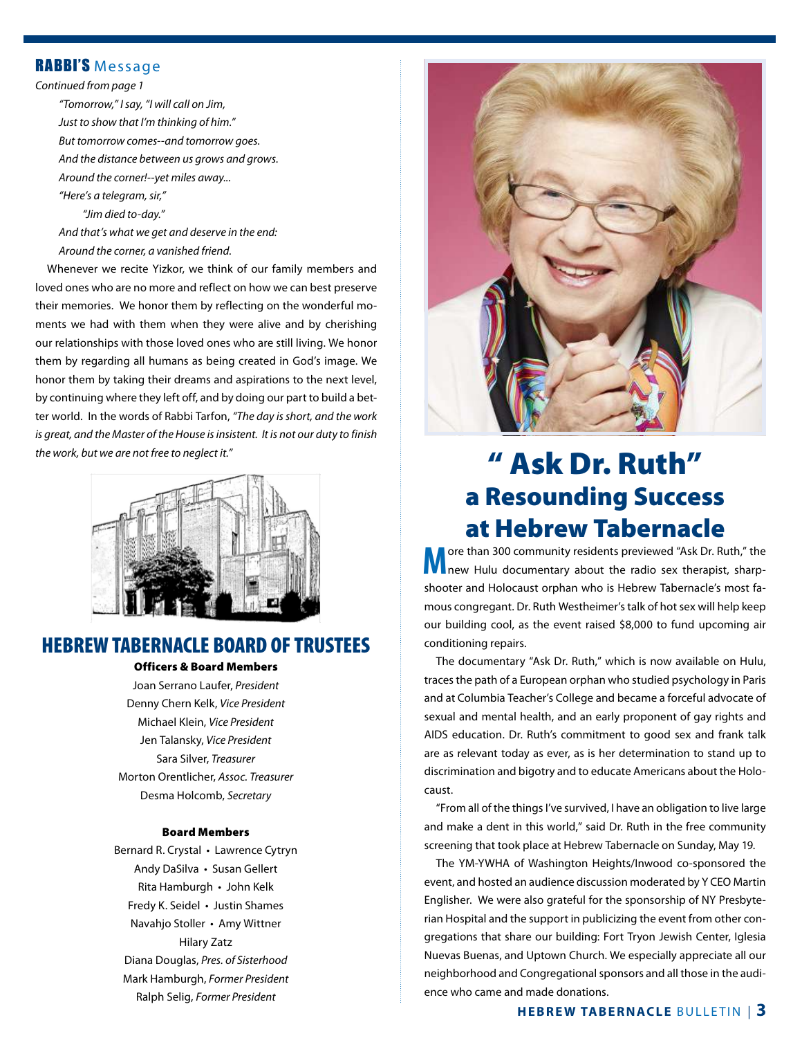## RABBI'S Message

*Continued from page 1*

*"Tomorrow," I say, "I will call on Jim,*
*Just to show that I'm thinking of him."*
*But tomorrow comes--and tomorrow goes.*
*And the distance between us grows and grows.*
*Around the corner!--yet miles away...*
*"Here's a telegram, sir,"*
*"Jim died to-day."*
*And that's what we get and deserve in the end:*
*Around the corner, a vanished friend.*

Whenever we recite Yizkor, we think of our family members and loved ones who are no more and reflect on how we can best preserve their memories. We honor them by reflecting on the wonderful moments we had with them when they were alive and by cherishing our relationships with those loved ones who are still living. We honor them by regarding all humans as being created in God's image. We honor them by taking their dreams and aspirations to the next level, by continuing where they left off, and by doing our part to build a better world. In the words of Rabbi Tarfon, *"The day is short, and the work is great, and the Master of the House is insistent. It is not our duty to finish the work, but we are not free to neglect it."*

## HEBREW TABERNACLE BOARD OF TRUSTEES

**Officers & Board Members**

Joan Serrano Laufer, *President*
Denny Chern Kelk, *Vice President*
Michael Klein, *Vice President*
Jen Talansky, *Vice President*
Sara Silver, *Treasurer*
Morton Orentlicher, *Assoc. Treasurer*
Desma Holcomb, *Secretary*

**Board Members**

Bernard R. Crystal • Lawrence Cytryn
Andy DaSilva • Susan Gellert
Rita Hamburgh • John Kelk
Fredy K. Seidel • Justin Shames
Navahjo Stoller • Amy Wittner
Hilary Zatz
Diana Douglas, *Pres. of Sisterhood*
Mark Hamburgh, *Former President*
Ralph Selig, *Former President*

# "Ask Dr. Ruth" a Resounding Success at Hebrew Tabernacle

More than 300 community residents previewed "Ask Dr. Ruth," the new Hulu documentary about the radio sex therapist, sharpshooter and Holocaust orphan who is Hebrew Tabernacle's most famous congregant. Dr. Ruth Westheimer's talk of hot sex will help keep our building cool, as the event raised $8,000 to fund upcoming air conditioning repairs.

The documentary "Ask Dr. Ruth," which is now available on Hulu, traces the path of a European orphan who studied psychology in Paris and at Columbia Teacher's College and became a forceful advocate of sexual and mental health, and an early proponent of gay rights and AIDS education. Dr. Ruth's commitment to good sex and frank talk are as relevant today as ever, as is her determination to stand up to discrimination and bigotry and to educate Americans about the Holocaust.

"From all of the things I've survived, I have an obligation to live large and make a dent in this world," said Dr. Ruth in the free community screening that took place at Hebrew Tabernacle on Sunday, May 19.

The YM-YWHA of Washington Heights/Inwood co-sponsored the event, and hosted an audience discussion moderated by Y CEO Martin Englisher. We were also grateful for the sponsorship of NY Presbyterian Hospital and the support in publicizing the event from other congregations that share our building: Fort Tryon Jewish Center, Iglesia Nuevas Buenas, and Uptown Church. We especially appreciate all our neighborhood and Congregational sponsors and all those in the audience who came and made donations.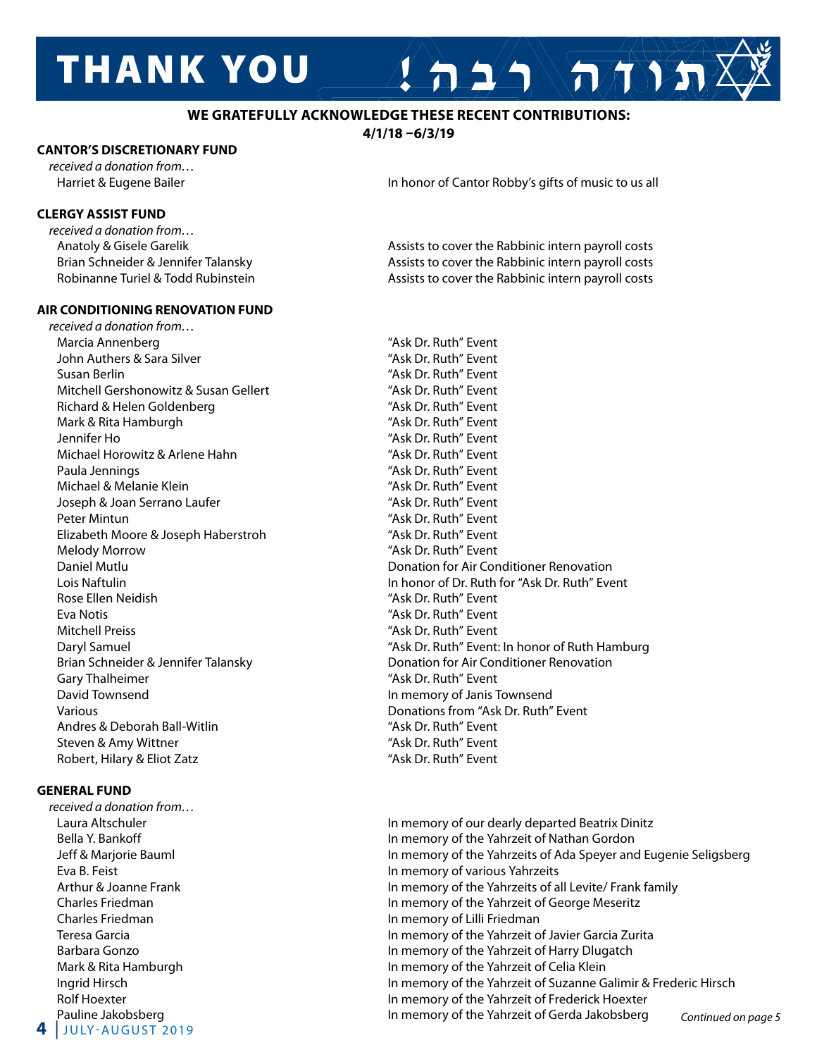# THANK YOU תודה רבה!

**WE GRATEFULLY ACKNOWLEDGE THESE RECENT CONTRIBUTIONS:**
**4/1/18 –6/3/19**

### CANTOR'S DISCRETIONARY FUND

*received a donation from…*

| | |
|---|---|
| Harriet & Eugene Bailer | In honor of Cantor Robby's gifts of music to us all |

### CLERGY ASSIST FUND

*received a donation from…*

| | |
|---|---|
| Anatoly & Gisele Garelik | Assists to cover the Rabbinic intern payroll costs |
| Brian Schneider & Jennifer Talansky | Assists to cover the Rabbinic intern payroll costs |
| Robinanne Turiel & Todd Rubinstein | Assists to cover the Rabbinic intern payroll costs |

### AIR CONDITIONING RENOVATION FUND

*received a donation from…*

| | |
|---|---|
| Marcia Annenberg | "Ask Dr. Ruth" Event |
| John Authers & Sara Silver | "Ask Dr. Ruth" Event |
| Susan Berlin | "Ask Dr. Ruth" Event |
| Mitchell Gershonowitz & Susan Gellert | "Ask Dr. Ruth" Event |
| Richard & Helen Goldenberg | "Ask Dr. Ruth" Event |
| Mark & Rita Hamburgh | "Ask Dr. Ruth" Event |
| Jennifer Ho | "Ask Dr. Ruth" Event |
| Michael Horowitz & Arlene Hahn | "Ask Dr. Ruth" Event |
| Paula Jennings | "Ask Dr. Ruth" Event |
| Michael & Melanie Klein | "Ask Dr. Ruth" Event |
| Joseph & Joan Serrano Laufer | "Ask Dr. Ruth" Event |
| Peter Mintun | "Ask Dr. Ruth" Event |
| Elizabeth Moore & Joseph Haberstroh | "Ask Dr. Ruth" Event |
| Melody Morrow | "Ask Dr. Ruth" Event |
| Daniel Mutlu | Donation for Air Conditioner Renovation |
| Lois Naftulin | In honor of Dr. Ruth for "Ask Dr. Ruth" Event |
| Rose Ellen Neidish | "Ask Dr. Ruth" Event |
| Eva Notis | "Ask Dr. Ruth" Event |
| Mitchell Preiss | "Ask Dr. Ruth" Event |
| Daryl Samuel | "Ask Dr. Ruth" Event: In honor of Ruth Hamburg |
| Brian Schneider & Jennifer Talansky | Donation for Air Conditioner Renovation |
| Gary Thalheimer | "Ask Dr. Ruth" Event |
| David Townsend | In memory of Janis Townsend |
| Various | Donations from "Ask Dr. Ruth" Event |
| Andres & Deborah Ball-Witlin | "Ask Dr. Ruth" Event |
| Steven & Amy Wittner | "Ask Dr. Ruth" Event |
| Robert, Hilary & Eliot Zatz | "Ask Dr. Ruth" Event |

### GENERAL FUND

*received a donation from…*

| | |
|---|---|
| Laura Altschuler | In memory of our dearly departed Beatrix Dinitz |
| Bella Y. Bankoff | In memory of the Yahrzeit of Nathan Gordon |
| Jeff & Marjorie Bauml | In memory of the Yahrzeits of Ada Speyer and Eugenie Seligsberg |
| Eva B. Feist | In memory of various Yahrzeits |
| Arthur & Joanne Frank | In memory of the Yahrzeits of all Levite/ Frank family |
| Charles Friedman | In memory of the Yahrzeit of George Meseritz |
| Charles Friedman | In memory of Lilli Friedman |
| Teresa Garcia | In memory of the Yahrzeit of Javier Garcia Zurita |
| Barbara Gonzo | In memory of the Yahrzeit of Harry Dlugatch |
| Mark & Rita Hamburgh | In memory of the Yahrzeit of Celia Klein |
| Ingrid Hirsch | In memory of the Yahrzeit of Suzanne Galimir & Frederic Hirsch |
| Rolf Hoexter | In memory of the Yahrzeit of Frederick Hoexter |
| Pauline Jakobsberg | In memory of the Yahrzeit of Gerda Jakobsberg |

*Continued on page 5*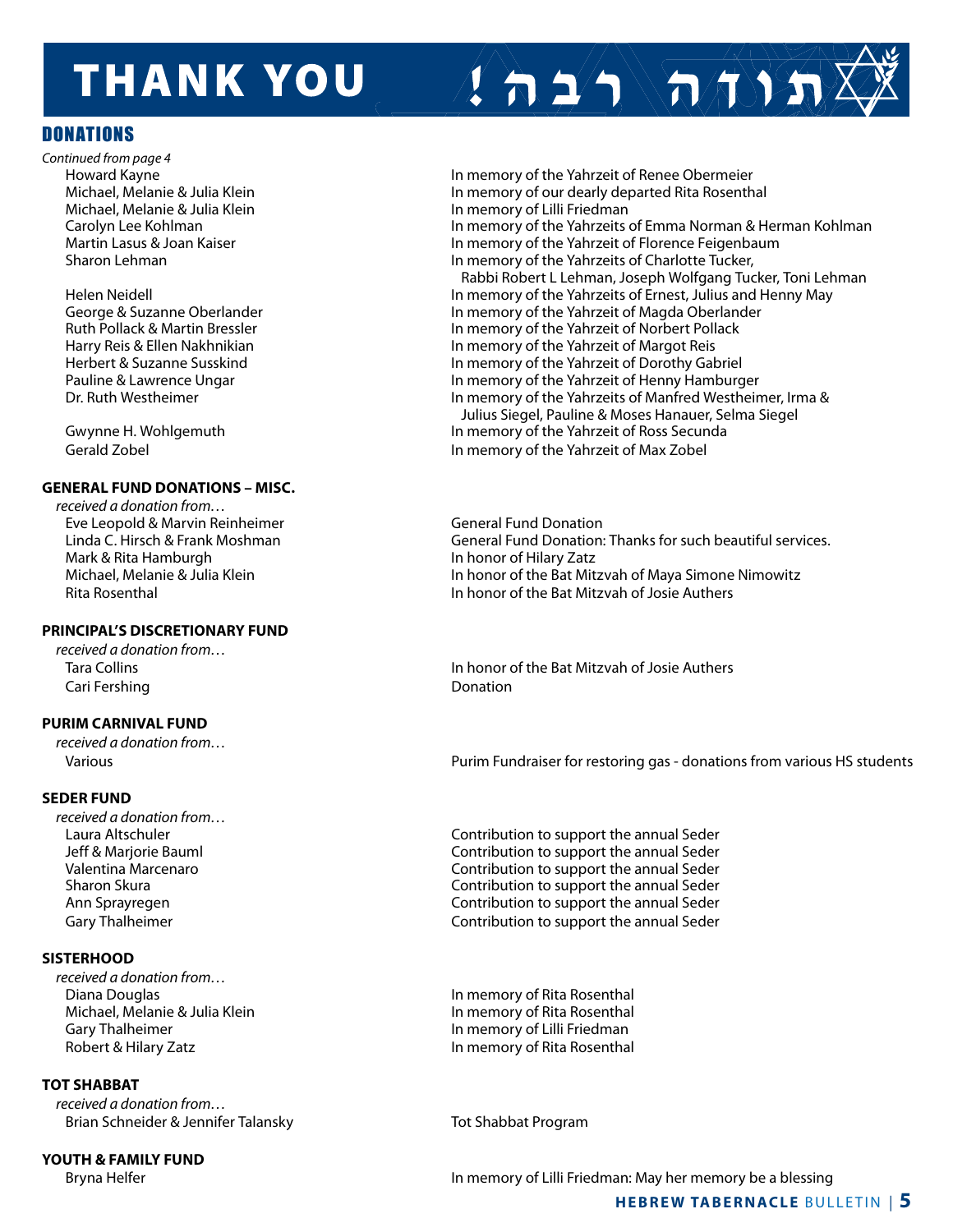# THANK YOU תודה רבה!

## DONATIONS

*Continued from page 4*

| | |
|---|---|
| Howard Kayne | In memory of the Yahrzeit of Renee Obermeier |
| Michael, Melanie & Julia Klein | In memory of our dearly departed Rita Rosenthal |
| Michael, Melanie & Julia Klein | In memory of Lilli Friedman |
| Carolyn Lee Kohlman | In memory of the Yahrzeits of Emma Norman & Herman Kohlman |
| Martin Lasus & Joan Kaiser | In memory of the Yahrzeit of Florence Feigenbaum |
| Sharon Lehman | In memory of the Yahrzeits of Charlotte Tucker, Rabbi Robert L Lehman, Joseph Wolfgang Tucker, Toni Lehman |
| Helen Neidell | In memory of the Yahrzeits of Ernest, Julius and Henny May |
| George & Suzanne Oberlander | In memory of the Yahrzeit of Magda Oberlander |
| Ruth Pollack & Martin Bressler | In memory of the Yahrzeit of Norbert Pollack |
| Harry Reis & Ellen Nakhnikian | In memory of the Yahrzeit of Margot Reis |
| Herbert & Suzanne Susskind | In memory of the Yahrzeit of Dorothy Gabriel |
| Pauline & Lawrence Ungar | In memory of the Yahrzeit of Henny Hamburger |
| Dr. Ruth Westheimer | In memory of the Yahrzeits of Manfred Westheimer, Irma & Julius Siegel, Pauline & Moses Hanauer, Selma Siegel |
| Gwynne H. Wohlgemuth | In memory of the Yahrzeit of Ross Secunda |
| Gerald Zobel | In memory of the Yahrzeit of Max Zobel |

**GENERAL FUND DONATIONS – MISC.**

*received a donation from…*

| | |
|---|---|
| Eve Leopold & Marvin Reinheimer | General Fund Donation |
| Linda C. Hirsch & Frank Moshman | General Fund Donation: Thanks for such beautiful services. |
| Mark & Rita Hamburgh | In honor of Hilary Zatz |
| Michael, Melanie & Julia Klein | In honor of the Bat Mitzvah of Maya Simone Nimowitz |
| Rita Rosenthal | In honor of the Bat Mitzvah of Josie Authers |

**PRINCIPAL'S DISCRETIONARY FUND**

*received a donation from…*

| | |
|---|---|
| Tara Collins | In honor of the Bat Mitzvah of Josie Authers |
| Cari Fershing | Donation |

**PURIM CARNIVAL FUND**

*received a donation from…*

| | |
|---|---|
| Various | Purim Fundraiser for restoring gas - donations from various HS students |

**SEDER FUND**

*received a donation from…*

| | |
|---|---|
| Laura Altschuler | Contribution to support the annual Seder |
| Jeff & Marjorie Bauml | Contribution to support the annual Seder |
| Valentina Marcenaro | Contribution to support the annual Seder |
| Sharon Skura | Contribution to support the annual Seder |
| Ann Sprayregen | Contribution to support the annual Seder |
| Gary Thalheimer | Contribution to support the annual Seder |

**SISTERHOOD**

*received a donation from…*

| | |
|---|---|
| Diana Douglas | In memory of Rita Rosenthal |
| Michael, Melanie & Julia Klein | In memory of Rita Rosenthal |
| Gary Thalheimer | In memory of Lilli Friedman |
| Robert & Hilary Zatz | In memory of Rita Rosenthal |

**TOT SHABBAT**

*received a donation from…*

| | |
|---|---|
| Brian Schneider & Jennifer Talansky | Tot Shabbat Program |

**YOUTH & FAMILY FUND**

| | |
|---|---|
| Bryna Helfer | In memory of Lilli Friedman: May her memory be a blessing |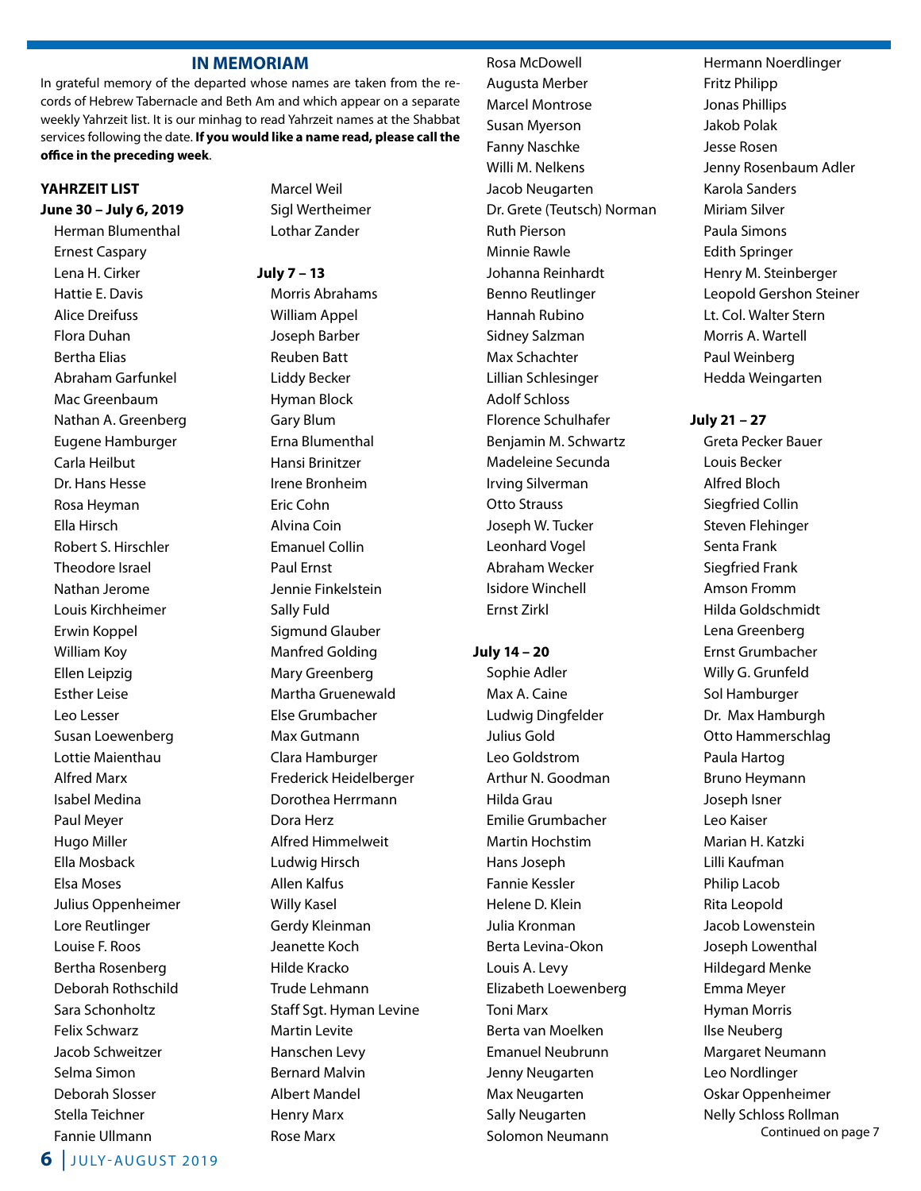## IN MEMORIAM

In grateful memory of the departed whose names are taken from the records of Hebrew Tabernacle and Beth Am and which appear on a separate weekly Yahrzeit list. It is our minhag to read Yahrzeit names at the Shabbat services following the date. **If you would like a name read, please call the office in the preceding week**.

**YAHRZEIT LIST**

**June 30 – July 6, 2019**

Herman Blumenthal
Ernest Caspary
Lena H. Cirker
Hattie E. Davis
Alice Dreifuss
Flora Duhan
Bertha Elias
Abraham Garfunkel
Mac Greenbaum
Nathan A. Greenberg
Eugene Hamburger
Carla Heilbut
Dr. Hans Hesse
Rosa Heyman
Ella Hirsch
Robert S. Hirschler
Theodore Israel
Nathan Jerome
Louis Kirchheimer
Erwin Koppel
William Koy
Ellen Leipzig
Esther Leise
Leo Lesser
Susan Loewenberg
Lottie Maienthau
Alfred Marx
Isabel Medina
Paul Meyer
Hugo Miller
Ella Mosback
Elsa Moses
Julius Oppenheimer
Lore Reutlinger
Louise F. Roos
Bertha Rosenberg
Deborah Rothschild
Sara Schonholtz
Felix Schwarz
Jacob Schweitzer
Selma Simon
Deborah Slosser
Stella Teichner
Fannie Ullmann
Marcel Weil
Sigl Wertheimer
Lothar Zander

**July 7 – 13**

Morris Abrahams
William Appel
Joseph Barber
Reuben Batt
Liddy Becker
Hyman Block
Gary Blum
Erna Blumenthal
Hansi Brinitzer
Irene Bronheim
Eric Cohn
Alvina Coin
Emanuel Collin
Paul Ernst
Jennie Finkelstein
Sally Fuld
Sigmund Glauber
Manfred Golding
Mary Greenberg
Martha Gruenewald
Else Grumbacher
Max Gutmann
Clara Hamburger
Frederick Heidelberger
Dorothea Herrmann
Dora Herz
Alfred Himmelweit
Ludwig Hirsch
Allen Kalfus
Willy Kasel
Gerdy Kleinman
Jeanette Koch
Hilde Kracko
Trude Lehmann
Staff Sgt. Hyman Levine
Martin Levite
Hanschen Levy
Bernard Malvin
Albert Mandel
Henry Marx
Rose Marx
Rosa McDowell
Augusta Merber
Marcel Montrose
Susan Myerson
Fanny Naschke
Willi M. Nelkens
Jacob Neugarten
Dr. Grete (Teutsch) Norman
Ruth Pierson
Minnie Rawle
Johanna Reinhardt
Benno Reutlinger
Hannah Rubino
Sidney Salzman
Max Schachter
Lillian Schlesinger
Adolf Schloss
Florence Schulhafer
Benjamin M. Schwartz
Madeleine Secunda
Irving Silverman
Otto Strauss
Joseph W. Tucker
Leonhard Vogel
Abraham Wecker
Isidore Winchell
Ernst Zirkl

**July 14 – 20**

Sophie Adler
Max A. Caine
Ludwig Dingfelder
Julius Gold
Leo Goldstrom
Arthur N. Goodman
Hilda Grau
Emilie Grumbacher
Martin Hochstim
Hans Joseph
Fannie Kessler
Helene D. Klein
Julia Kronman
Berta Levina-Okon
Louis A. Levy
Elizabeth Loewenberg
Toni Marx
Berta van Moelken
Emanuel Neubrunn
Jenny Neugarten
Max Neugarten
Sally Neugarten
Solomon Neumann
Hermann Noerdlinger
Fritz Philipp
Jonas Phillips
Jakob Polak
Jesse Rosen
Jenny Rosenbaum Adler
Karola Sanders
Miriam Silver
Paula Simons
Edith Springer
Henry M. Steinberger
Leopold Gershon Steiner
Lt. Col. Walter Stern
Morris A. Wartell
Paul Weinberg
Hedda Weingarten

**July 21 – 27**

Greta Pecker Bauer
Louis Becker
Alfred Bloch
Siegfried Collin
Steven Flehinger
Senta Frank
Siegfried Frank
Amson Fromm
Hilda Goldschmidt
Lena Greenberg
Ernst Grumbacher
Willy G. Grunfeld
Sol Hamburger
Dr. Max Hamburgh
Otto Hammerschlag
Paula Hartog
Bruno Heymann
Joseph Isner
Leo Kaiser
Marian H. Katzki
Lilli Kaufman
Philip Lacob
Rita Leopold
Jacob Lowenstein
Joseph Lowenthal
Hildegard Menke
Emma Meyer
Hyman Morris
Ilse Neuberg
Margaret Neumann
Leo Nordlinger
Oskar Oppenheimer
Nelly Schloss Rollman

Continued on page 7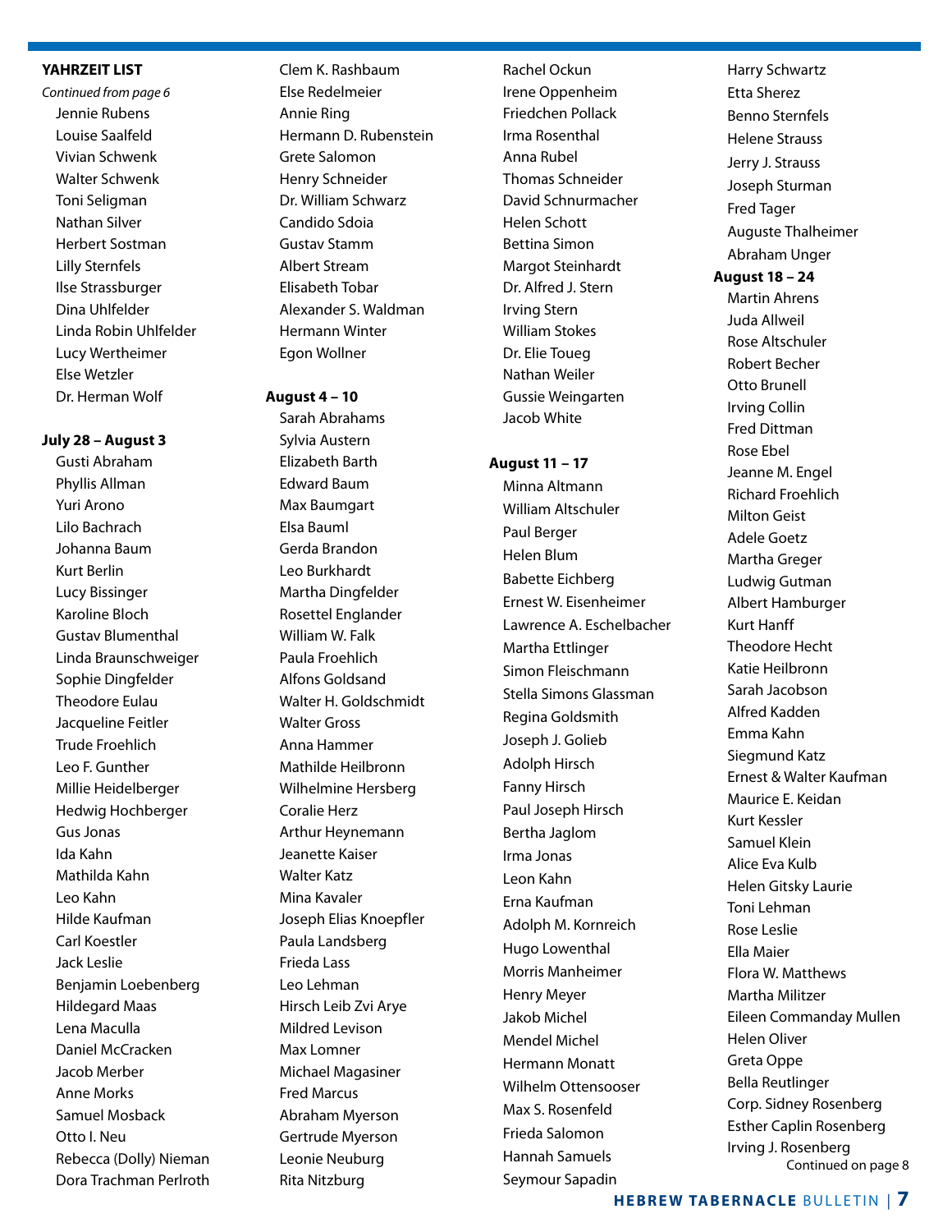**YAHRZEIT LIST**

*Continued from page 6*

Jennie Rubens
Louise Saalfeld
Vivian Schwenk
Walter Schwenk
Toni Seligman
Nathan Silver
Herbert Sostman
Lilly Sternfels
Ilse Strassburger
Dina Uhlfelder
Linda Robin Uhlfelder
Lucy Wertheimer
Else Wetzler
Dr. Herman Wolf

**July 28 – August 3**

Gusti Abraham
Phyllis Allman
Yuri Arono
Lilo Bachrach
Johanna Baum
Kurt Berlin
Lucy Bissinger
Karoline Bloch
Gustav Blumenthal
Linda Braunschweiger
Sophie Dingfelder
Theodore Eulau
Jacqueline Feitler
Trude Froehlich
Leo F. Gunther
Millie Heidelberger
Hedwig Hochberger
Gus Jonas
Ida Kahn
Mathilda Kahn
Leo Kahn
Hilde Kaufman
Carl Koestler
Jack Leslie
Benjamin Loebenberg
Hildegard Maas
Lena Maculla
Daniel McCracken
Jacob Merber
Anne Morks
Samuel Mosback
Otto I. Neu
Rebecca (Dolly) Nieman
Dora Trachman Perlroth
Clem K. Rashbaum
Else Redelmeier
Annie Ring
Hermann D. Rubenstein
Grete Salomon
Henry Schneider
Dr. William Schwarz
Candido Sdoia
Gustav Stamm
Albert Stream
Elisabeth Tobar
Alexander S. Waldman
Hermann Winter
Egon Wollner

**August 4 – 10**

Sarah Abrahams
Sylvia Austern
Elizabeth Barth
Edward Baum
Max Baumgart
Elsa Bauml
Gerda Brandon
Leo Burkhardt
Martha Dingfelder
Rosettel Englander
William W. Falk
Paula Froehlich
Alfons Goldsand
Walter H. Goldschmidt
Walter Gross
Anna Hammer
Mathilde Heilbronn
Wilhelmine Hersberg
Coralie Herz
Arthur Heynemann
Jeanette Kaiser
Walter Katz
Mina Kavaler
Joseph Elias Knoepfler
Paula Landsberg
Frieda Lass
Leo Lehman
Hirsch Leib Zvi Arye
Mildred Levison
Max Lomner
Michael Magasiner
Fred Marcus
Abraham Myerson
Gertrude Myerson
Leonie Neuburg
Rita Nitzburg
Rachel Ockun
Irene Oppenheim
Friedchen Pollack
Irma Rosenthal
Anna Rubel
Thomas Schneider
David Schnurmacher
Helen Schott
Bettina Simon
Margot Steinhardt
Dr. Alfred J. Stern
Irving Stern
William Stokes
Dr. Elie Toueg
Nathan Weiler
Gussie Weingarten
Jacob White

**August 11 – 17**

Minna Altmann
William Altschuler
Paul Berger
Helen Blum
Babette Eichberg
Ernest W. Eisenheimer
Lawrence A. Eschelbacher
Martha Ettlinger
Simon Fleischmann
Stella Simons Glassman
Regina Goldsmith
Joseph J. Golieb
Adolph Hirsch
Fanny Hirsch
Paul Joseph Hirsch
Bertha Jaglom
Irma Jonas
Leon Kahn
Erna Kaufman
Adolph M. Kornreich
Hugo Lowenthal
Morris Manheimer
Henry Meyer
Jakob Michel
Mendel Michel
Hermann Monatt
Wilhelm Ottensooser
Max S. Rosenfeld
Frieda Salomon
Hannah Samuels
Seymour Sapadin
Harry Schwartz
Etta Sherez
Benno Sternfels
Helene Strauss
Jerry J. Strauss
Joseph Sturman
Fred Tager
Auguste Thalheimer
Abraham Unger

**August 18 – 24**

Martin Ahrens
Juda Allweil
Rose Altschuler
Robert Becher
Otto Brunell
Irving Collin
Fred Dittman
Rose Ebel
Jeanne M. Engel
Richard Froehlich
Milton Geist
Adele Goetz
Martha Greger
Ludwig Gutman
Albert Hamburger
Kurt Hanff
Theodore Hecht
Katie Heilbronn
Sarah Jacobson
Alfred Kadden
Emma Kahn
Siegmund Katz
Ernest & Walter Kaufman
Maurice E. Keidan
Kurt Kessler
Samuel Klein
Alice Eva Kulb
Helen Gitsky Laurie
Toni Lehman
Rose Leslie
Ella Maier
Flora W. Matthews
Martha Militzer
Eileen Commanday Mullen
Helen Oliver
Greta Oppe
Bella Reutlinger
Corp. Sidney Rosenberg
Esther Caplin Rosenberg
Irving J. Rosenberg

Continued on page 8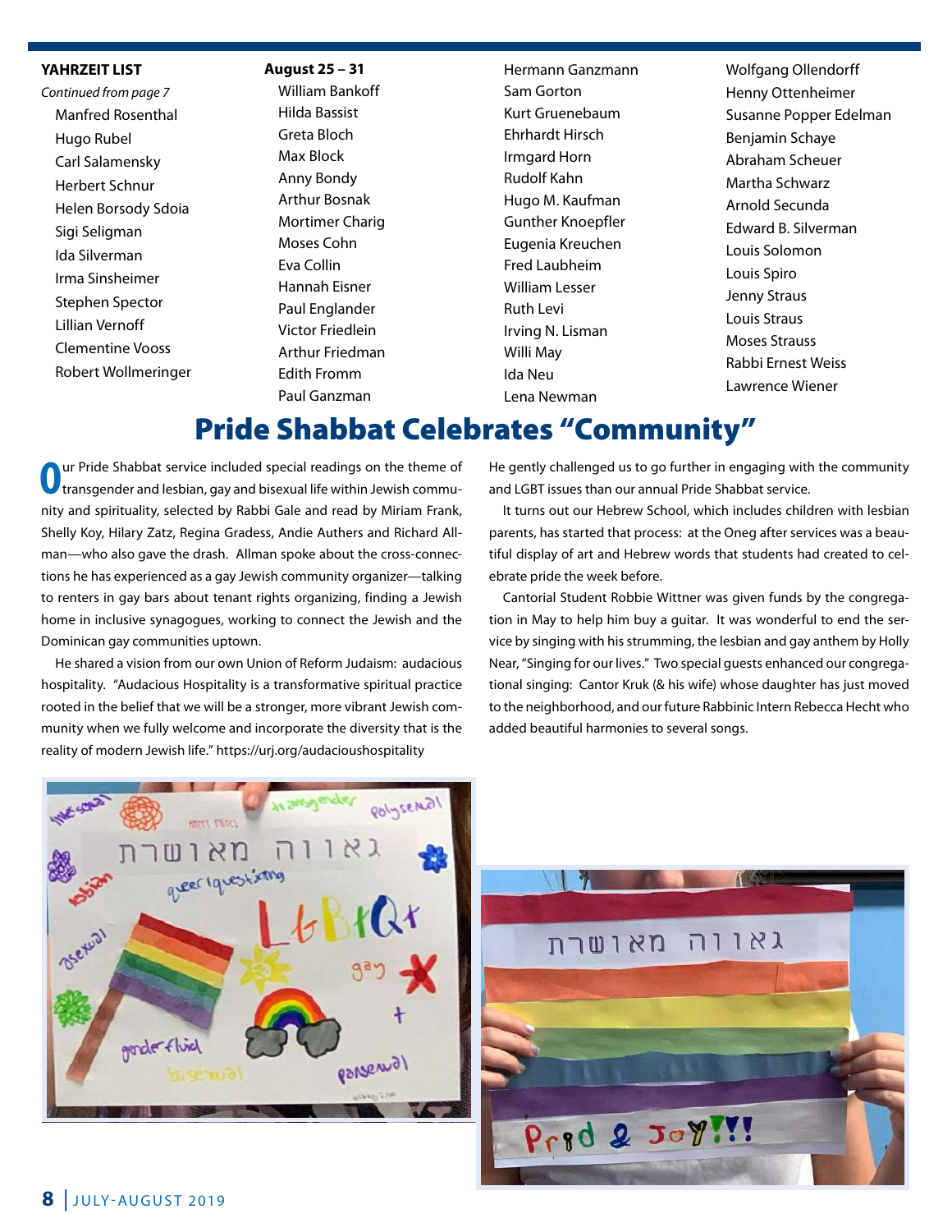**YAHRZEIT LIST**

*Continued from page 7*

Manfred Rosenthal
Hugo Rubel
Carl Salamensky
Herbert Schnur
Helen Borsody Sdoia
Sigi Seligman
Ida Silverman
Irma Sinsheimer
Stephen Spector
Lillian Vernoff
Clementine Vooss
Robert Wollmeringer

**August 25 – 31**

William Bankoff
Hilda Bassist
Greta Bloch
Max Block
Anny Bondy
Arthur Bosnak
Mortimer Charig
Moses Cohn
Eva Collin
Hannah Eisner
Paul Englander
Victor Friedlein
Arthur Friedman
Edith Fromm
Paul Ganzman
Hermann Ganzmann
Sam Gorton
Kurt Gruenebaum
Ehrhardt Hirsch
Irmgard Horn
Rudolf Kahn
Hugo M. Kaufman
Gunther Knoepfler
Eugenia Kreuchen
Fred Laubheim
William Lesser
Ruth Levi
Irving N. Lisman
Willi May
Ida Neu
Lena Newman
Wolfgang Ollendorff
Henny Ottenheimer
Susanne Popper Edelman
Benjamin Schaye
Abraham Scheuer
Martha Schwarz
Arnold Secunda
Edward B. Silverman
Louis Solomon
Louis Spiro
Jenny Straus
Louis Straus
Moses Strauss
Rabbi Ernest Weiss
Lawrence Wiener

# Pride Shabbat Celebrates "Community"

Our Pride Shabbat service included special readings on the theme of transgender and lesbian, gay and bisexual life within Jewish community and spirituality, selected by Rabbi Gale and read by Miriam Frank, Shelly Koy, Hilary Zatz, Regina Gradess, Andie Authers and Richard Allman—who also gave the drash. Allman spoke about the cross-connections he has experienced as a gay Jewish community organizer—talking to renters in gay bars about tenant rights organizing, finding a Jewish home in inclusive synagogues, working to connect the Jewish and the Dominican gay communities uptown.

He shared a vision from our own Union of Reform Judaism: audacious hospitality. "Audacious Hospitality is a transformative spiritual practice rooted in the belief that we will be a stronger, more vibrant Jewish community when we fully welcome and incorporate the diversity that is the reality of modern Jewish life." https://urj.org/audacioushospitality

He gently challenged us to go further in engaging with the community and LGBT issues than our annual Pride Shabbat service.

It turns out our Hebrew School, which includes children with lesbian parents, has started that process: at the Oneg after services was a beautiful display of art and Hebrew words that students had created to celebrate pride the week before.

Cantorial Student Robbie Wittner was given funds by the congregation in May to help him buy a guitar. It was wonderful to end the service by singing with his strumming, the lesbian and gay anthem by Holly Near, "Singing for our lives." Two special guests enhanced our congregational singing: Cantor Kruk (& his wife) whose daughter has just moved to the neighborhood, and our future Rabbinic Intern Rebecca Hecht who added beautiful harmonies to several songs.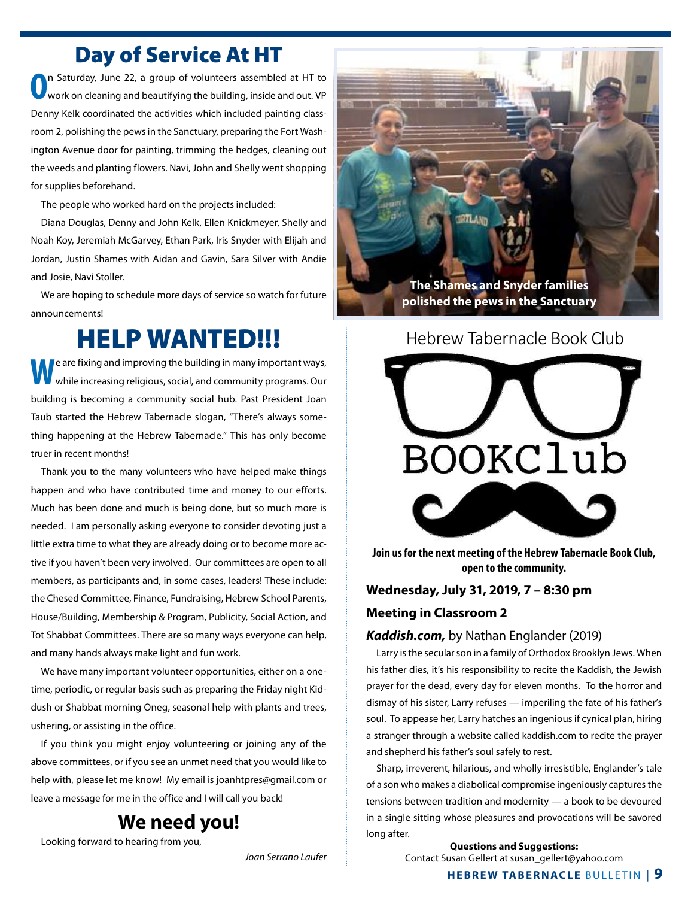## Day of Service At HT

On Saturday, June 22, a group of volunteers assembled at HT to work on cleaning and beautifying the building, inside and out. VP Denny Kelk coordinated the activities which included painting classroom 2, polishing the pews in the Sanctuary, preparing the Fort Washington Avenue door for painting, trimming the hedges, cleaning out the weeds and planting flowers. Navi, John and Shelly went shopping for supplies beforehand.

The people who worked hard on the projects included:

Diana Douglas, Denny and John Kelk, Ellen Knickmeyer, Shelly and Noah Koy, Jeremiah McGarvey, Ethan Park, Iris Snyder with Elijah and Jordan, Justin Shames with Aidan and Gavin, Sara Silver with Andie and Josie, Navi Stoller.

We are hoping to schedule more days of service so watch for future announcements!

The Shames and Snyder families polished the pews in the Sanctuary

## HELP WANTED!!!

We are fixing and improving the building in many important ways, while increasing religious, social, and community programs. Our building is becoming a community social hub. Past President Joan Taub started the Hebrew Tabernacle slogan, "There's always something happening at the Hebrew Tabernacle." This has only become truer in recent months!

Thank you to the many volunteers who have helped make things happen and who have contributed time and money to our efforts. Much has been done and much is being done, but so much more is needed. I am personally asking everyone to consider devoting just a little extra time to what they are already doing or to become more active if you haven't been very involved. Our committees are open to all members, as participants and, in some cases, leaders! These include: the Chesed Committee, Finance, Fundraising, Hebrew School Parents, House/Building, Membership & Program, Publicity, Social Action, and Tot Shabbat Committees. There are so many ways everyone can help, and many hands always make light and fun work.

We have many important volunteer opportunities, either on a one-time, periodic, or regular basis such as preparing the Friday night Kiddush or Shabbat morning Oneg, seasonal help with plants and trees, ushering, or assisting in the office.

If you think you might enjoy volunteering or joining any of the above committees, or if you see an unmet need that you would like to help with, please let me know! My email is joanhtpres@gmail.com or leave a message for me in the office and I will call you back!

### We need you!

Looking forward to hearing from you,

*Joan Serrano Laufer*

## Hebrew Tabernacle Book Club

BOOKClub

**Join us for the next meeting of the Hebrew Tabernacle Book Club, open to the community.**

**Wednesday, July 31, 2019, 7 – 8:30 pm**

**Meeting in Classroom 2**

***Kaddish.com,*** by Nathan Englander (2019)

Larry is the secular son in a family of Orthodox Brooklyn Jews. When his father dies, it's his responsibility to recite the Kaddish, the Jewish prayer for the dead, every day for eleven months. To the horror and dismay of his sister, Larry refuses — imperiling the fate of his father's soul. To appease her, Larry hatches an ingenious if cynical plan, hiring a stranger through a website called kaddish.com to recite the prayer and shepherd his father's soul safely to rest.

Sharp, irreverent, hilarious, and wholly irresistible, Englander's tale of a son who makes a diabolical compromise ingeniously captures the tensions between tradition and modernity — a book to be devoured in a single sitting whose pleasures and provocations will be savored long after.

**Questions and Suggestions:**
Contact Susan Gellert at susan_gellert@yahoo.com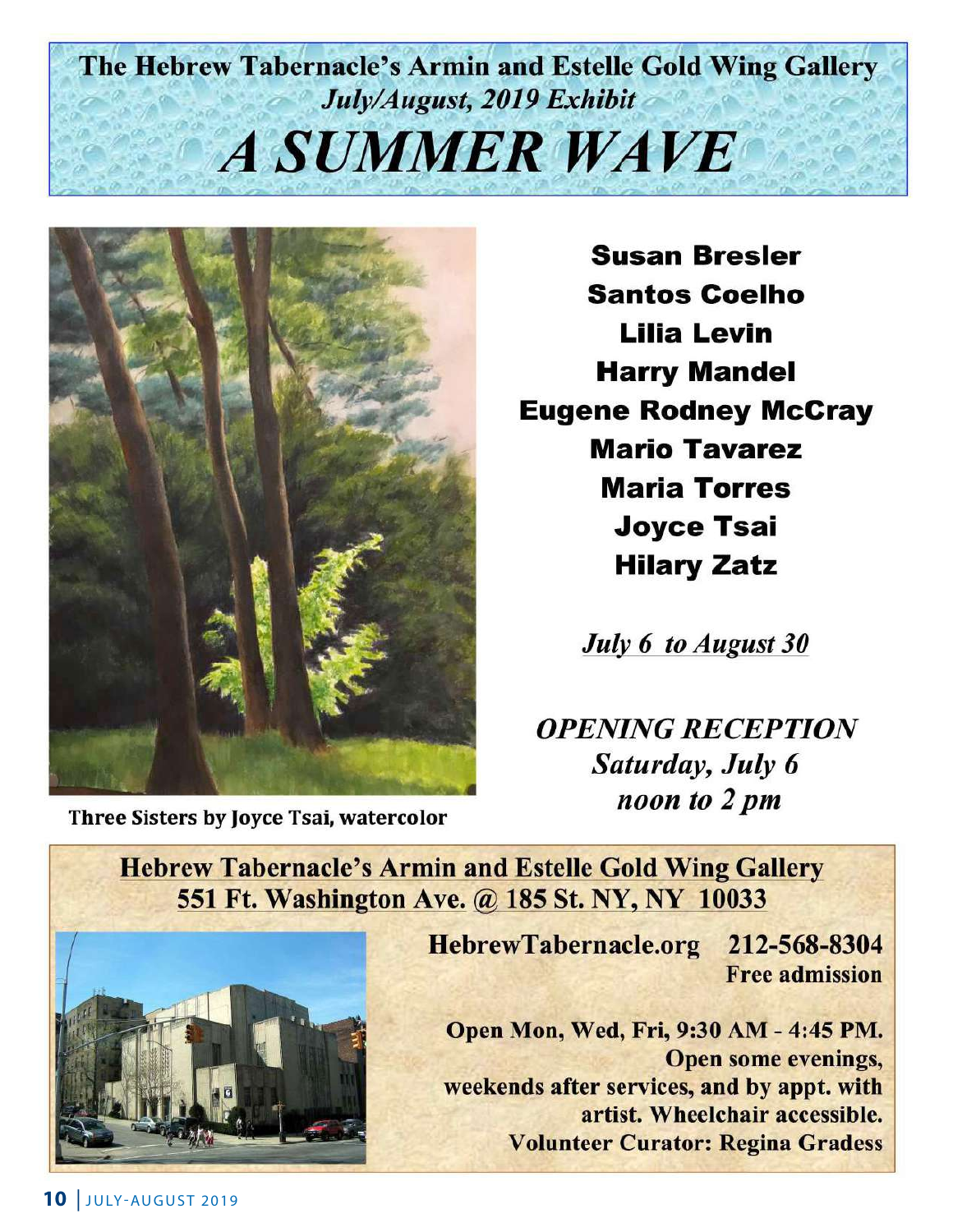**The Hebrew Tabernacle's Armin and Estelle Gold Wing Gallery**

***July/August, 2019 Exhibit***

# *A SUMMER WAVE*

Three Sisters by Joyce Tsai, watercolor

**Susan Bresler**
**Santos Coelho**
**Lilia Levin**
**Harry Mandel**
**Eugene Rodney McCray**
**Mario Tavarez**
**Maria Torres**
**Joyce Tsai**
**Hilary Zatz**

***July 6 to August 30***

***OPENING RECEPTION***
***Saturday, July 6***
***noon to 2 pm***

**Hebrew Tabernacle's Armin and Estelle Gold Wing Gallery**
**551 Ft. Washington Ave. @ 185 St. NY, NY 10033**

**HebrewTabernacle.org 212-568-8304**
**Free admission**

**Open Mon, Wed, Fri, 9:30 AM - 4:45 PM.**
**Open some evenings, weekends after services, and by appt. with artist. Wheelchair accessible.**
**Volunteer Curator: Regina Gradess**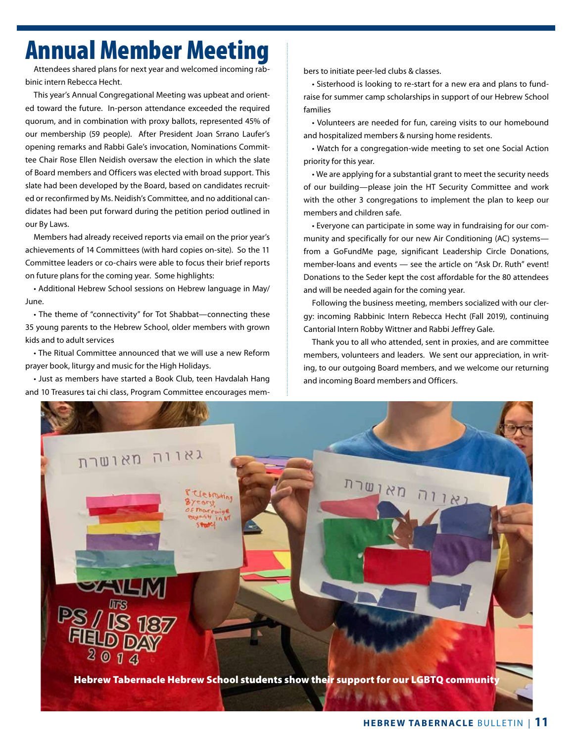# Annual Member Meeting

Attendees shared plans for next year and welcomed incoming rabbinic intern Rebecca Hecht.

This year's Annual Congregational Meeting was upbeat and oriented toward the future. In-person attendance exceeded the required quorum, and in combination with proxy ballots, represented 45% of our membership (59 people). After President Joan Srrano Laufer's opening remarks and Rabbi Gale's invocation, Nominations Committee Chair Rose Ellen Neidish oversaw the election in which the slate of Board members and Officers was elected with broad support. This slate had been developed by the Board, based on candidates recruited or reconfirmed by Ms. Neidish's Committee, and no additional candidates had been put forward during the petition period outlined in our By Laws.

Members had already received reports via email on the prior year's achievements of 14 Committees (with hard copies on-site). So the 11 Committee leaders or co-chairs were able to focus their brief reports on future plans for the coming year. Some highlights:

- Additional Hebrew School sessions on Hebrew language in May/June.
- The theme of "connectivity" for Tot Shabbat—connecting these 35 young parents to the Hebrew School, older members with grown kids and to adult services
- The Ritual Committee announced that we will use a new Reform prayer book, liturgy and music for the High Holidays.
- Just as members have started a Book Club, teen Havdalah Hang and 10 Treasures tai chi class, Program Committee encourages members to initiate peer-led clubs & classes.
- Sisterhood is looking to re-start for a new era and plans to fundraise for summer camp scholarships in support of our Hebrew School families
- Volunteers are needed for fun, careing visits to our homebound and hospitalized members & nursing home residents.
- Watch for a congregation-wide meeting to set one Social Action priority for this year.
- We are applying for a substantial grant to meet the security needs of our building—please join the HT Security Committee and work with the other 3 congregations to implement the plan to keep our members and children safe.
- Everyone can participate in some way in fundraising for our community and specifically for our new Air Conditioning (AC) systems—from a GoFundMe page, significant Leadership Circle Donations, member-loans and events — see the article on "Ask Dr. Ruth" event! Donations to the Seder kept the cost affordable for the 80 attendees and will be needed again for the coming year.

Following the business meeting, members socialized with our clergy: incoming Rabbinic Intern Rebecca Hecht (Fall 2019), continuing Cantorial Intern Robby Wittner and Rabbi Jeffrey Gale.

Thank you to all who attended, sent in proxies, and are committee members, volunteers and leaders. We sent our appreciation, in writing, to our outgoing Board members, and we welcome our returning and incoming Board members and Officers.

Hebrew Tabernacle Hebrew School students show their support for our LGBTQ community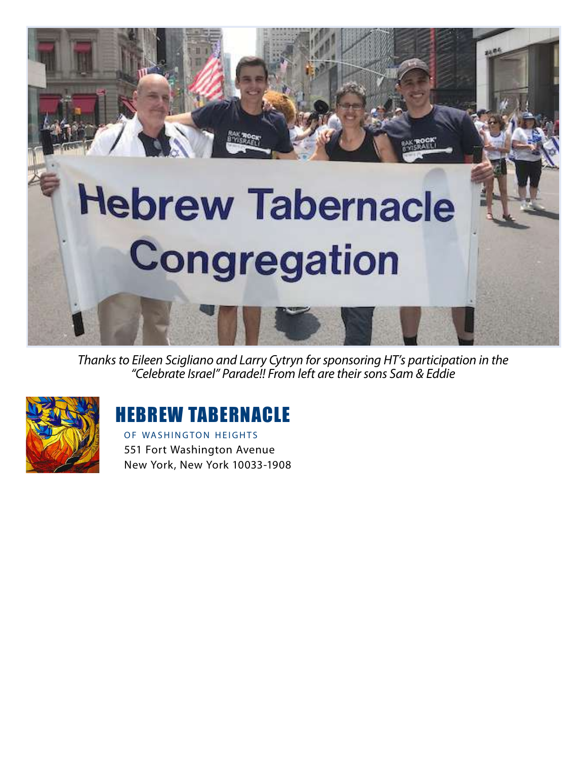*Thanks to Eileen Scigliano and Larry Cytryn for sponsoring HT's participation in the "Celebrate Israel" Parade!! From left are their sons Sam & Eddie*

## HEBREW TABERNACLE

OF WASHINGTON HEIGHTS

551 Fort Washington Avenue
New York, New York 10033-1908